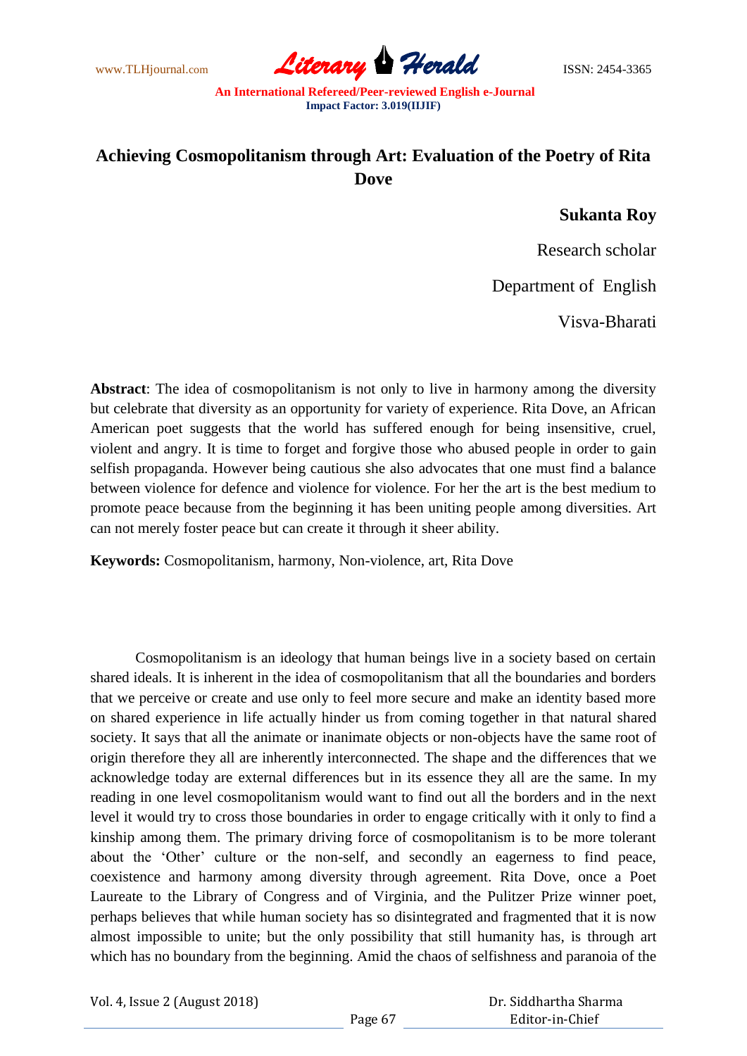# Achieving Cosmopolitanism through Art: Evaluation of the Poetry of Rita Dove

**Sukanta Roy**

Research scholar

Department of English

Visva-Bharati

**Abstract**: The idea of cosmopolitanism is not only to live in harmony among the diversity but celebrate that diversity as an opportunity for variety of experience. Rita Dove, an African American poet suggests that the world has suffered enough for being insensitive, cruel, violent and angry. It is time to forget and forgive those who abused people in order to gain selfish propaganda. However being cautious she also advocates that one must find a balance between violence for defence and violence for violence. For her the art is the best medium to promote peace because from the beginning it has been uniting people among diversities. Art can not merely foster peace but can create it through it sheer ability.

**Keywords:** Cosmopolitanism, harmony, Non-violence, art, Rita Dove

Cosmopolitanism is an ideology that human beings live in a society based on certain shared ideals. It is inherent in the idea of cosmopolitanism that all the boundaries and borders that we perceive or create and use only to feel more secure and make an identity based more on shared experience in life actually hinder us from coming together in that natural shared society. It says that all the animate or inanimate objects or non-objects have the same root of origin therefore they all are inherently interconnected. The shape and the differences that we acknowledge today are external differences but in its essence they all are the same. In my reading in one level cosmopolitanism would want to find out all the borders and in the next level it would try to cross those boundaries in order to engage critically with it only to find a kinship among them. The primary driving force of cosmopolitanism is to be more tolerant about the 'Other' culture or the non-self, and secondly an eagerness to find peace, coexistence and harmony among diversity through agreement. Rita Dove, once a Poet Laureate to the Library of Congress and of Virginia, and the Pulitzer Prize winner poet, perhaps believes that while human society has so disintegrated and fragmented that it is now almost impossible to unite; but the only possibility that still humanity has, is through art which has no boundary from the beginning. Amid the chaos of selfishness and paranoia of the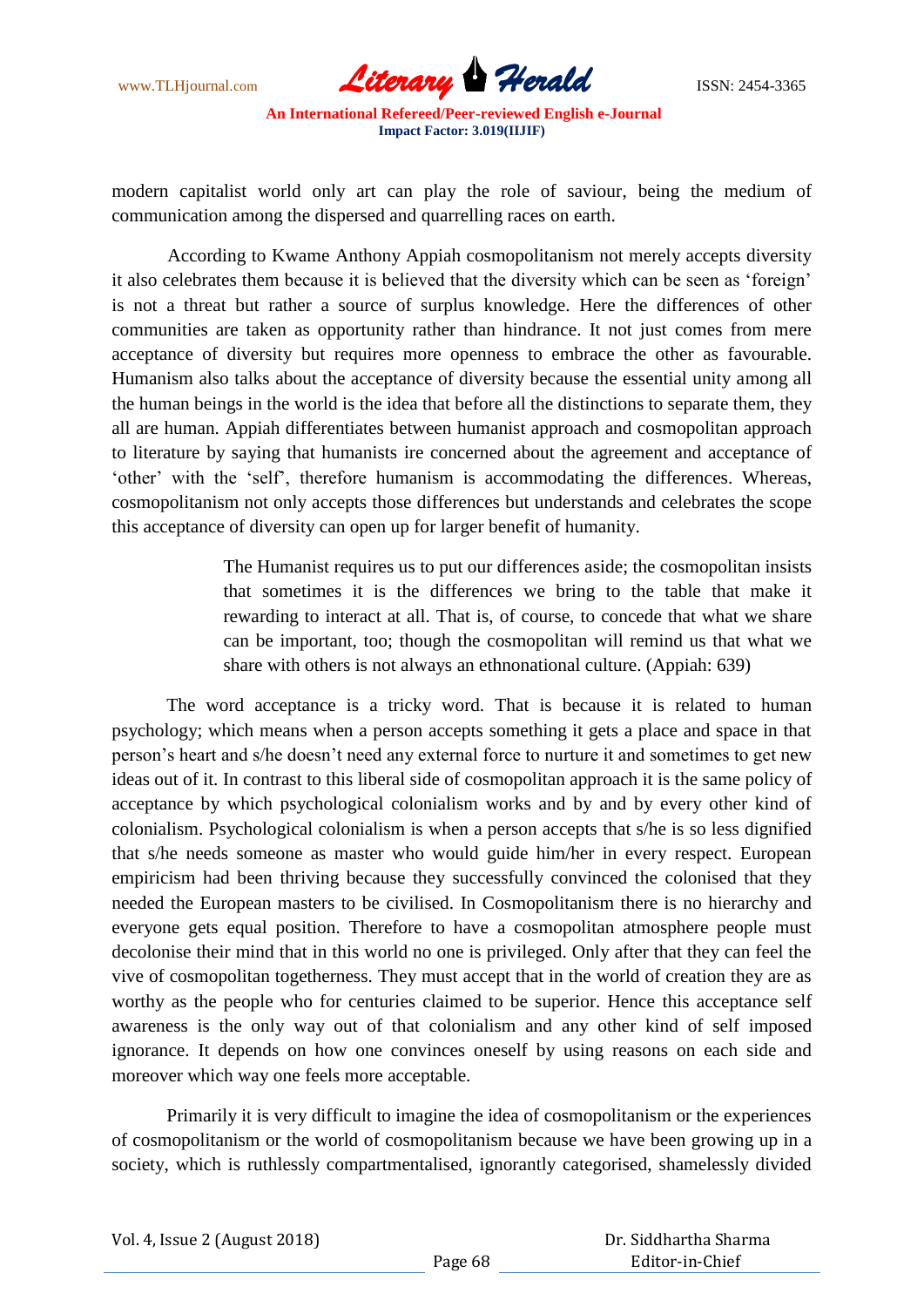modern capitalist world only art can play the role of saviour, being the medium of communication among the dispersed and quarrelling races on earth.

According to Kwame Anthony Appiah cosmopolitanism not merely accepts diversity it also celebrates them because it is believed that the diversity which can be seen as 'foreign' is not a threat but rather a source of surplus knowledge. Here the differences of other communities are taken as opportunity rather than hindrance. It not just comes from mere acceptance of diversity but requires more openness to embrace the other as favourable. Humanism also talks about the acceptance of diversity because the essential unity among all the human beings in the world is the idea that before all the distinctions to separate them, they all are human. Appiah differentiates between humanist approach and cosmopolitan approach to literature by saying that humanists ire concerned about the agreement and acceptance of 'other' with the 'self', therefore humanism is accommodating the differences. Whereas, cosmopolitanism not only accepts those differences but understands and celebrates the scope this acceptance of diversity can open up for larger benefit of humanity.

> The Humanist requires us to put our differences aside; the cosmopolitan insists that sometimes it is the differences we bring to the table that make it rewarding to interact at all. That is, of course, to concede that what we share can be important, too; though the cosmopolitan will remind us that what we share with others is not always an ethnonational culture. (Appiah: 639)

The word acceptance is a tricky word. That is because it is related to human psychology; which means when a person accepts something it gets a place and space in that person's heart and s/he doesn't need any external force to nurture it and sometimes to get new ideas out of it. In contrast to this liberal side of cosmopolitan approach it is the same policy of acceptance by which psychological colonialism works and by and by every other kind of colonialism. Psychological colonialism is when a person accepts that s/he is so less dignified that s/he needs someone as master who would guide him/her in every respect. European empiricism had been thriving because they successfully convinced the colonised that they needed the European masters to be civilised. In Cosmopolitanism there is no hierarchy and everyone gets equal position. Therefore to have a cosmopolitan atmosphere people must decolonise their mind that in this world no one is privileged. Only after that they can feel the vive of cosmopolitan togetherness. They must accept that in the world of creation they are as worthy as the people who for centuries claimed to be superior. Hence this acceptance self awareness is the only way out of that colonialism and any other kind of self imposed ignorance. It depends on how one convinces oneself by using reasons on each side and moreover which way one feels more acceptable.

Primarily it is very difficult to imagine the idea of cosmopolitanism or the experiences of cosmopolitanism or the world of cosmopolitanism because we have been growing up in a society, which is ruthlessly compartmentalised, ignorantly categorised, shamelessly divided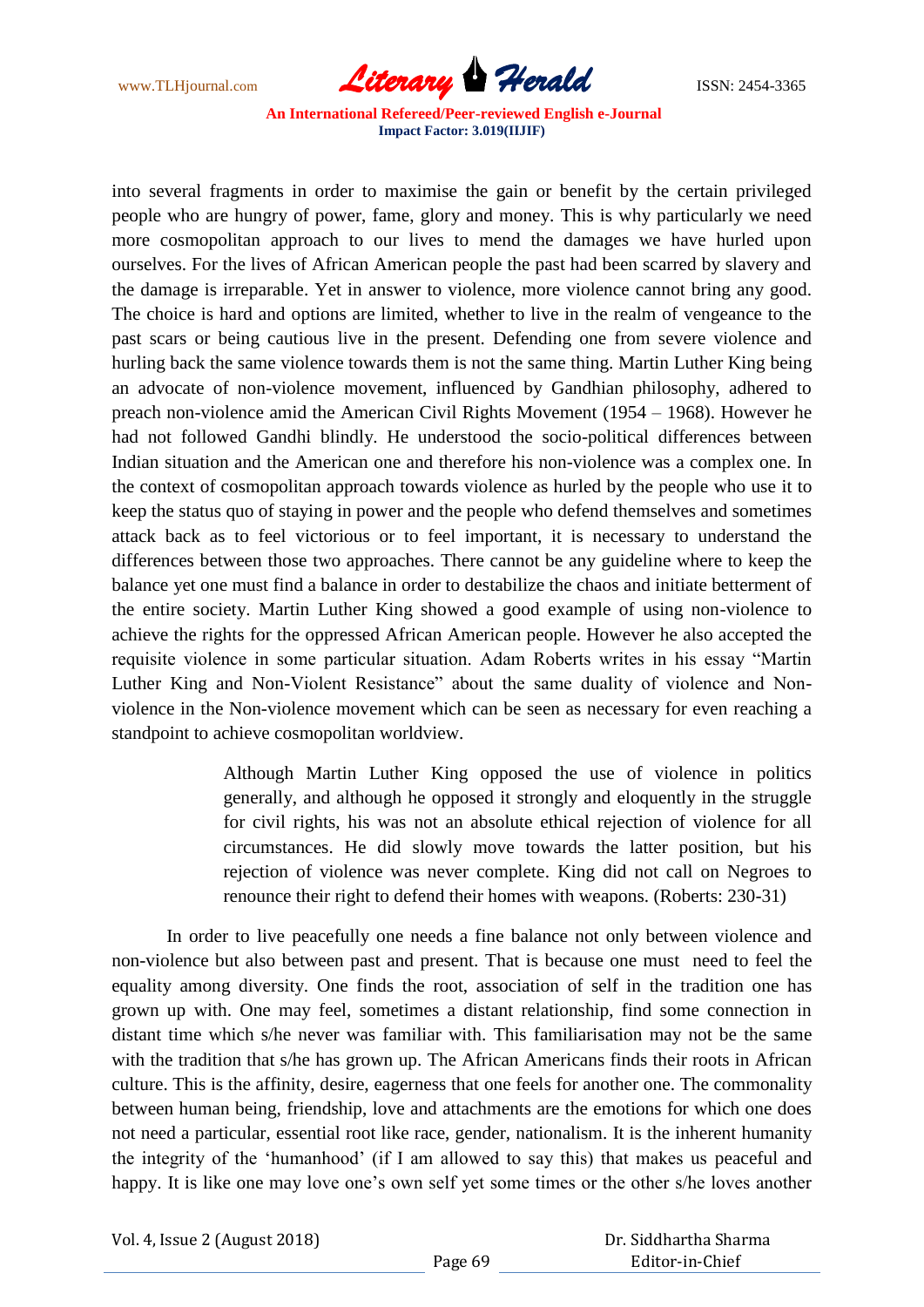into several fragments in order to maximise the gain or benefit by the certain privileged people who are hungry of power, fame, glory and money. This is why particularly we need more cosmopolitan approach to our lives to mend the damages we have hurled upon ourselves. For the lives of African American people the past had been scarred by slavery and the damage is irreparable. Yet in answer to violence, more violence cannot bring any good. The choice is hard and options are limited, whether to live in the realm of vengeance to the past scars or being cautious live in the present. Defending one from severe violence and hurling back the same violence towards them is not the same thing. Martin Luther King being an advocate of non-violence movement, influenced by Gandhian philosophy, adhered to preach non-violence amid the American Civil Rights Movement (1954 – 1968). However he had not followed Gandhi blindly. He understood the socio-political differences between Indian situation and the American one and therefore his non-violence was a complex one. In the context of cosmopolitan approach towards violence as hurled by the people who use it to keep the status quo of staying in power and the people who defend themselves and sometimes attack back as to feel victorious or to feel important, it is necessary to understand the differences between those two approaches. There cannot be any guideline where to keep the balance yet one must find a balance in order to destabilize the chaos and initiate betterment of the entire society. Martin Luther King showed a good example of using non-violence to achieve the rights for the oppressed African American people. However he also accepted the requisite violence in some particular situation. Adam Roberts writes in his essay "Martin Luther King and Non-Violent Resistance" about the same duality of violence and Non-violence in the Non-violence movement which can be seen as necessary for even reaching a standpoint to achieve cosmopolitan worldview.

> Although Martin Luther King opposed the use of violence in politics generally, and although he opposed it strongly and eloquently in the struggle for civil rights, his was not an absolute ethical rejection of violence for all circumstances. He did slowly move towards the latter position, but his rejection of violence was never complete. King did not call on Negroes to renounce their right to defend their homes with weapons. (Roberts: 230-31)

In order to live peacefully one needs a fine balance not only between violence and non-violence but also between past and present. That is because one must need to feel the equality among diversity. One finds the root, association of self in the tradition one has grown up with. One may feel, sometimes a distant relationship, find some connection in distant time which s/he never was familiar with. This familiarisation may not be the same with the tradition that s/he has grown up. The African Americans finds their roots in African culture. This is the affinity, desire, eagerness that one feels for another one. The commonality between human being, friendship, love and attachments are the emotions for which one does not need a particular, essential root like race, gender, nationalism. It is the inherent humanity the integrity of the 'humanhood' (if I am allowed to say this) that makes us peaceful and happy. It is like one may love one's own self yet some times or the other s/he loves another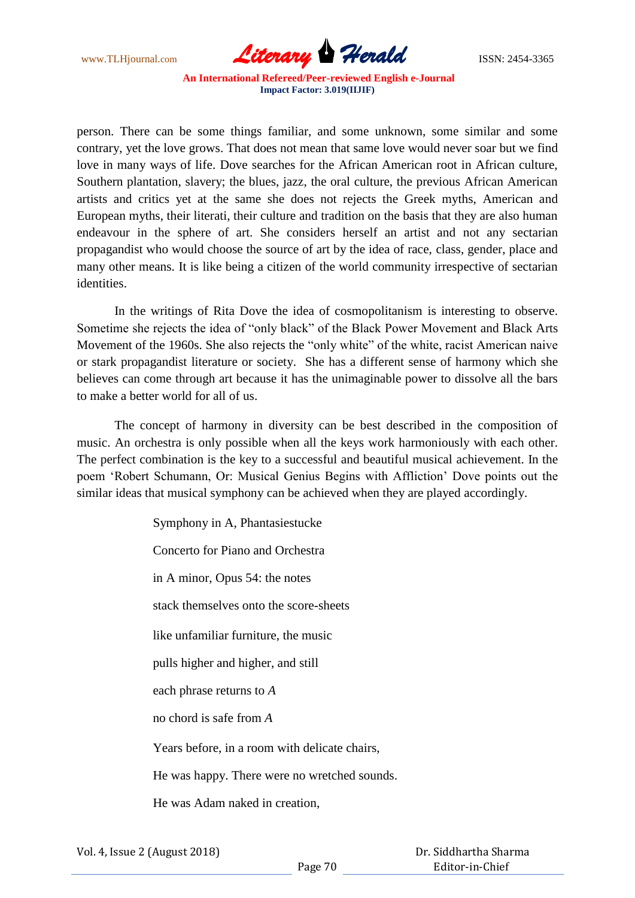person. There can be some things familiar, and some unknown, some similar and some contrary, yet the love grows. That does not mean that same love would never soar but we find love in many ways of life. Dove searches for the African American root in African culture, Southern plantation, slavery; the blues, jazz, the oral culture, the previous African American artists and critics yet at the same she does not rejects the Greek myths, American and European myths, their literati, their culture and tradition on the basis that they are also human endeavour in the sphere of art. She considers herself an artist and not any sectarian propagandist who would choose the source of art by the idea of race, class, gender, place and many other means. It is like being a citizen of the world community irrespective of sectarian identities.

In the writings of Rita Dove the idea of cosmopolitanism is interesting to observe. Sometime she rejects the idea of "only black" of the Black Power Movement and Black Arts Movement of the 1960s. She also rejects the "only white" of the white, racist American naive or stark propagandist literature or society. She has a different sense of harmony which she believes can come through art because it has the unimaginable power to dissolve all the bars to make a better world for all of us.

The concept of harmony in diversity can be best described in the composition of music. An orchestra is only possible when all the keys work harmoniously with each other. The perfect combination is the key to a successful and beautiful musical achievement. In the poem 'Robert Schumann, Or: Musical Genius Begins with Affliction' Dove points out the similar ideas that musical symphony can be achieved when they are played accordingly.

> Symphony in A, Phantasiestucke
>
> Concerto for Piano and Orchestra
>
> in A minor, Opus 54: the notes
>
> stack themselves onto the score-sheets
>
> like unfamiliar furniture, the music
>
> pulls higher and higher, and still
>
> each phrase returns to *A*
>
> no chord is safe from *A*
>
> Years before, in a room with delicate chairs,
>
> He was happy. There were no wretched sounds.
>
> He was Adam naked in creation,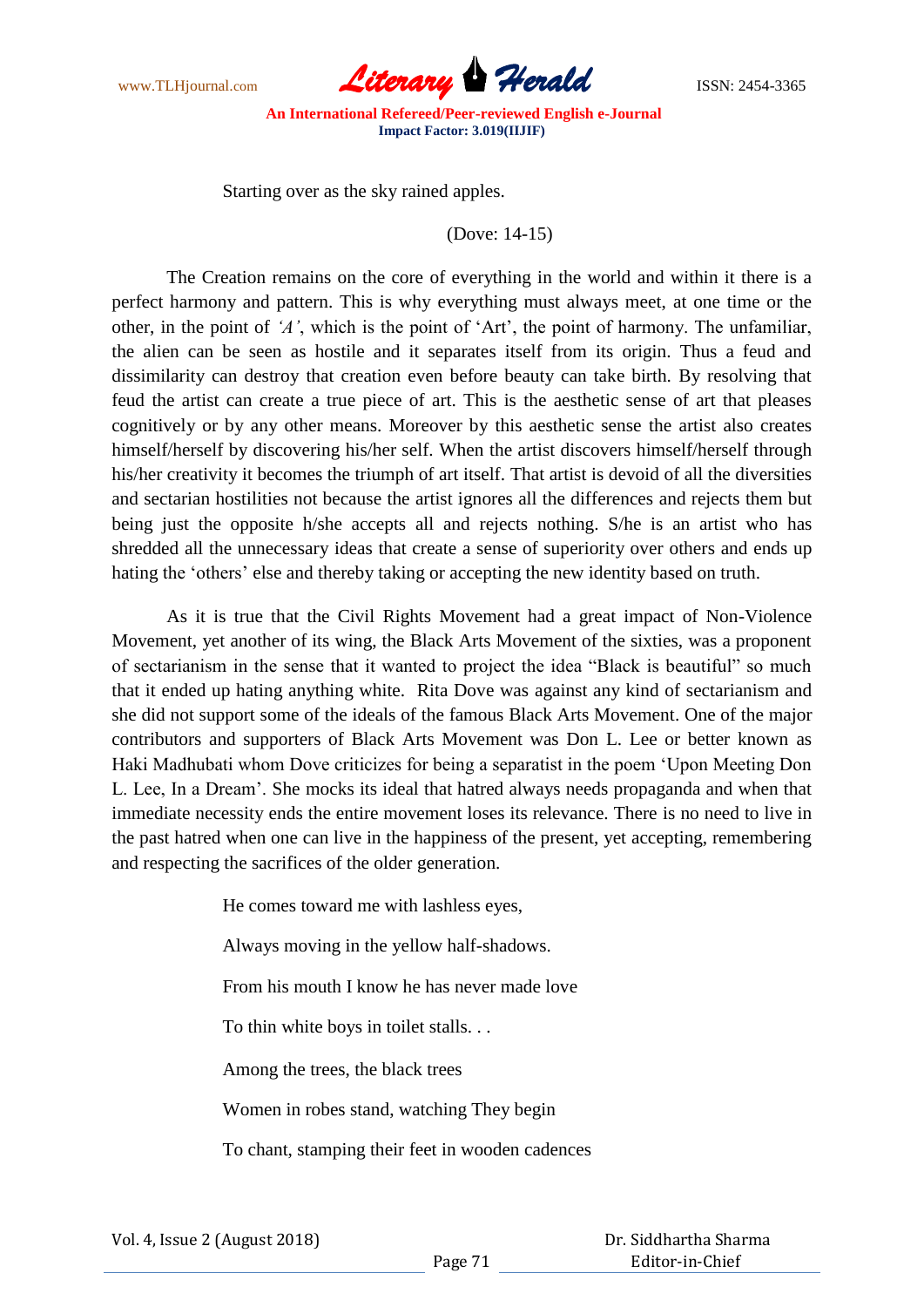Starting over as the sky rained apples.

(Dove: 14-15)

The Creation remains on the core of everything in the world and within it there is a perfect harmony and pattern. This is why everything must always meet, at one time or the other, in the point of *'A'*, which is the point of 'Art', the point of harmony. The unfamiliar, the alien can be seen as hostile and it separates itself from its origin. Thus a feud and dissimilarity can destroy that creation even before beauty can take birth. By resolving that feud the artist can create a true piece of art. This is the aesthetic sense of art that pleases cognitively or by any other means. Moreover by this aesthetic sense the artist also creates himself/herself by discovering his/her self. When the artist discovers himself/herself through his/her creativity it becomes the triumph of art itself. That artist is devoid of all the diversities and sectarian hostilities not because the artist ignores all the differences and rejects them but being just the opposite h/she accepts all and rejects nothing. S/he is an artist who has shredded all the unnecessary ideas that create a sense of superiority over others and ends up hating the 'others' else and thereby taking or accepting the new identity based on truth.

As it is true that the Civil Rights Movement had a great impact of Non-Violence Movement, yet another of its wing, the Black Arts Movement of the sixties, was a proponent of sectarianism in the sense that it wanted to project the idea "Black is beautiful" so much that it ended up hating anything white. Rita Dove was against any kind of sectarianism and she did not support some of the ideals of the famous Black Arts Movement. One of the major contributors and supporters of Black Arts Movement was Don L. Lee or better known as Haki Madhubati whom Dove criticizes for being a separatist in the poem 'Upon Meeting Don L. Lee, In a Dream'. She mocks its ideal that hatred always needs propaganda and when that immediate necessity ends the entire movement loses its relevance. There is no need to live in the past hatred when one can live in the happiness of the present, yet accepting, remembering and respecting the sacrifices of the older generation.

He comes toward me with lashless eyes,

Always moving in the yellow half-shadows.

From his mouth I know he has never made love

To thin white boys in toilet stalls. . .

Among the trees, the black trees

Women in robes stand, watching They begin

To chant, stamping their feet in wooden cadences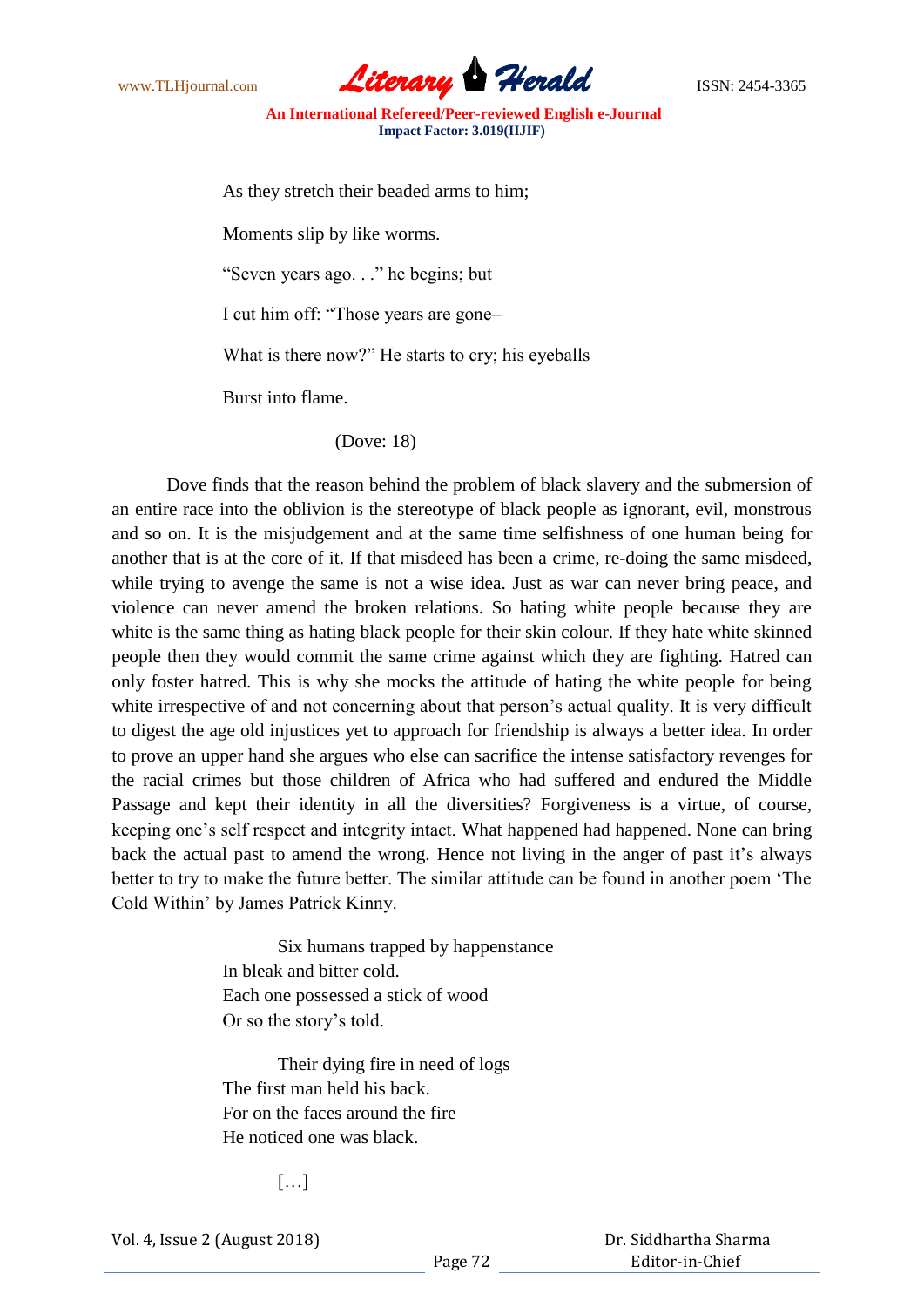As they stretch their beaded arms to him;

Moments slip by like worms.

"Seven years ago. . ." he begins; but

I cut him off: "Those years are gone–

What is there now?" He starts to cry; his eyeballs

Burst into flame.

(Dove: 18)

Dove finds that the reason behind the problem of black slavery and the submersion of an entire race into the oblivion is the stereotype of black people as ignorant, evil, monstrous and so on. It is the misjudgement and at the same time selfishness of one human being for another that is at the core of it. If that misdeed has been a crime, re-doing the same misdeed, while trying to avenge the same is not a wise idea. Just as war can never bring peace, and violence can never amend the broken relations. So hating white people because they are white is the same thing as hating black people for their skin colour. If they hate white skinned people then they would commit the same crime against which they are fighting. Hatred can only foster hatred. This is why she mocks the attitude of hating the white people for being white irrespective of and not concerning about that person's actual quality. It is very difficult to digest the age old injustices yet to approach for friendship is always a better idea. In order to prove an upper hand she argues who else can sacrifice the intense satisfactory revenges for the racial crimes but those children of Africa who had suffered and endured the Middle Passage and kept their identity in all the diversities? Forgiveness is a virtue, of course, keeping one's self respect and integrity intact. What happened had happened. None can bring back the actual past to amend the wrong. Hence not living in the anger of past it's always better to try to make the future better. The similar attitude can be found in another poem 'The Cold Within' by James Patrick Kinny.

Six humans trapped by happenstance  
In bleak and bitter cold.  
Each one possessed a stick of wood  
Or so the story's told.

Their dying fire in need of logs  
The first man held his back.  
For on the faces around the fire  
He noticed one was black.

[…]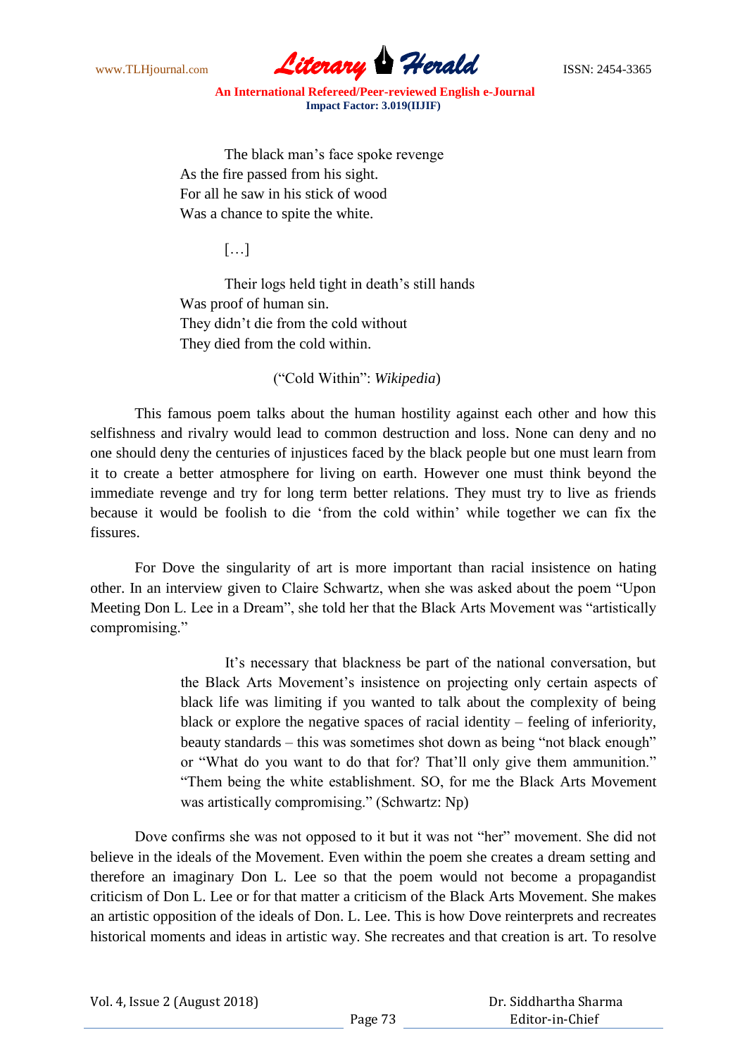> The black man's face spoke revenge
> As the fire passed from his sight.
> For all he saw in his stick of wood
> Was a chance to spite the white.
>
> […]
>
> Their logs held tight in death's still hands
> Was proof of human sin.
> They didn't die from the cold without
> They died from the cold within.
>
> ("Cold Within": *Wikipedia*)

This famous poem talks about the human hostility against each other and how this selfishness and rivalry would lead to common destruction and loss. None can deny and no one should deny the centuries of injustices faced by the black people but one must learn from it to create a better atmosphere for living on earth. However one must think beyond the immediate revenge and try for long term better relations. They must try to live as friends because it would be foolish to die 'from the cold within' while together we can fix the fissures.

For Dove the singularity of art is more important than racial insistence on hating other. In an interview given to Claire Schwartz, when she was asked about the poem "Upon Meeting Don L. Lee in a Dream", she told her that the Black Arts Movement was "artistically compromising."

> It's necessary that blackness be part of the national conversation, but the Black Arts Movement's insistence on projecting only certain aspects of black life was limiting if you wanted to talk about the complexity of being black or explore the negative spaces of racial identity – feeling of inferiority, beauty standards – this was sometimes shot down as being "not black enough" or "What do you want to do that for? That'll only give them ammunition." "Them being the white establishment. SO, for me the Black Arts Movement was artistically compromising." (Schwartz: Np)

Dove confirms she was not opposed to it but it was not "her" movement. She did not believe in the ideals of the Movement. Even within the poem she creates a dream setting and therefore an imaginary Don L. Lee so that the poem would not become a propagandist criticism of Don L. Lee or for that matter a criticism of the Black Arts Movement. She makes an artistic opposition of the ideals of Don. L. Lee. This is how Dove reinterprets and recreates historical moments and ideas in artistic way. She recreates and that creation is art. To resolve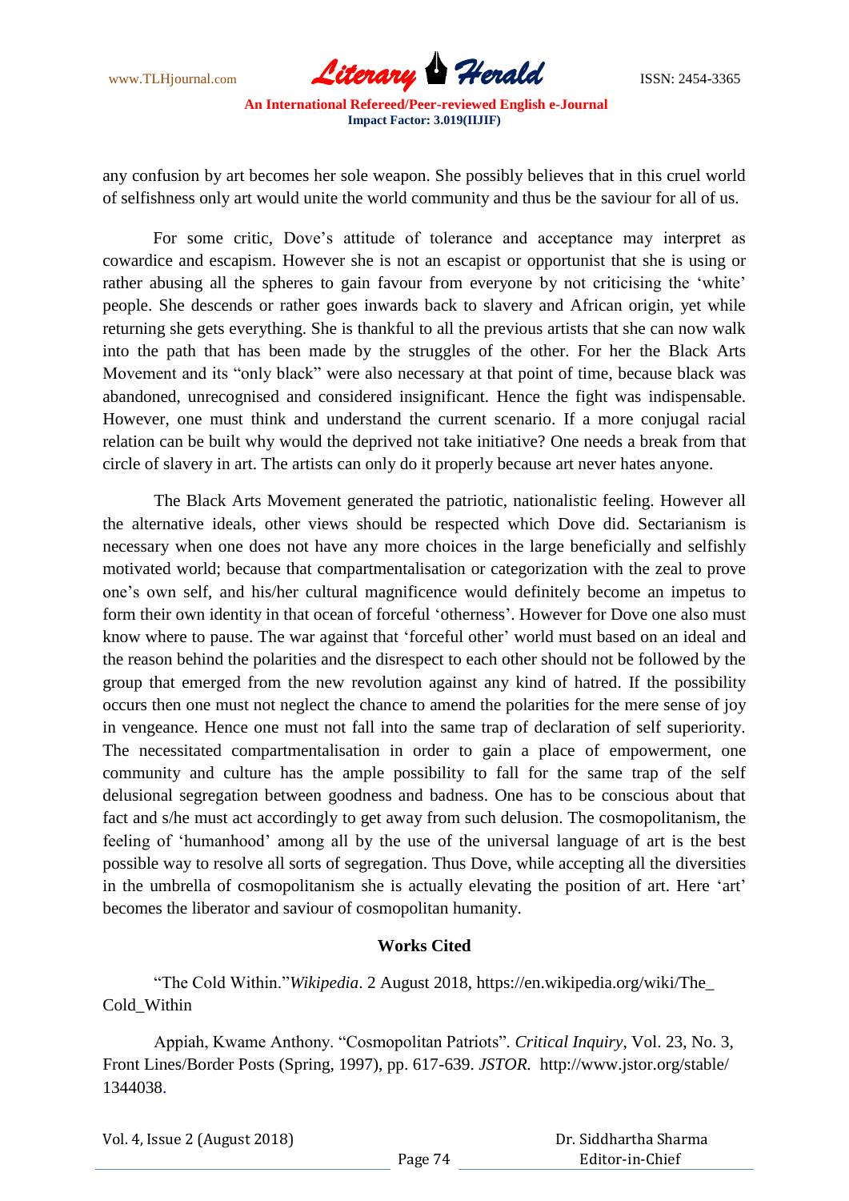any confusion by art becomes her sole weapon. She possibly believes that in this cruel world of selfishness only art would unite the world community and thus be the saviour for all of us.

For some critic, Dove's attitude of tolerance and acceptance may interpret as cowardice and escapism. However she is not an escapist or opportunist that she is using or rather abusing all the spheres to gain favour from everyone by not criticising the 'white' people. She descends or rather goes inwards back to slavery and African origin, yet while returning she gets everything. She is thankful to all the previous artists that she can now walk into the path that has been made by the struggles of the other. For her the Black Arts Movement and its "only black" were also necessary at that point of time, because black was abandoned, unrecognised and considered insignificant. Hence the fight was indispensable. However, one must think and understand the current scenario. If a more conjugal racial relation can be built why would the deprived not take initiative? One needs a break from that circle of slavery in art. The artists can only do it properly because art never hates anyone.

The Black Arts Movement generated the patriotic, nationalistic feeling. However all the alternative ideals, other views should be respected which Dove did. Sectarianism is necessary when one does not have any more choices in the large beneficially and selfishly motivated world; because that compartmentalisation or categorization with the zeal to prove one's own self, and his/her cultural magnificence would definitely become an impetus to form their own identity in that ocean of forceful 'otherness'. However for Dove one also must know where to pause. The war against that 'forceful other' world must based on an ideal and the reason behind the polarities and the disrespect to each other should not be followed by the group that emerged from the new revolution against any kind of hatred. If the possibility occurs then one must not neglect the chance to amend the polarities for the mere sense of joy in vengeance. Hence one must not fall into the same trap of declaration of self superiority. The necessitated compartmentalisation in order to gain a place of empowerment, one community and culture has the ample possibility to fall for the same trap of the self delusional segregation between goodness and badness. One has to be conscious about that fact and s/he must act accordingly to get away from such delusion. The cosmopolitanism, the feeling of 'humanhood' among all by the use of the universal language of art is the best possible way to resolve all sorts of segregation. Thus Dove, while accepting all the diversities in the umbrella of cosmopolitanism she is actually elevating the position of art. Here 'art' becomes the liberator and saviour of cosmopolitan humanity.

## Works Cited

"The Cold Within."*Wikipedia*. 2 August 2018, https://en.wikipedia.org/wiki/The_Cold_Within

Appiah, Kwame Anthony. "Cosmopolitan Patriots". *Critical Inquiry*, Vol. 23, No. 3, Front Lines/Border Posts (Spring, 1997), pp. 617-639. *JSTOR.* http://www.jstor.org/stable/1344038.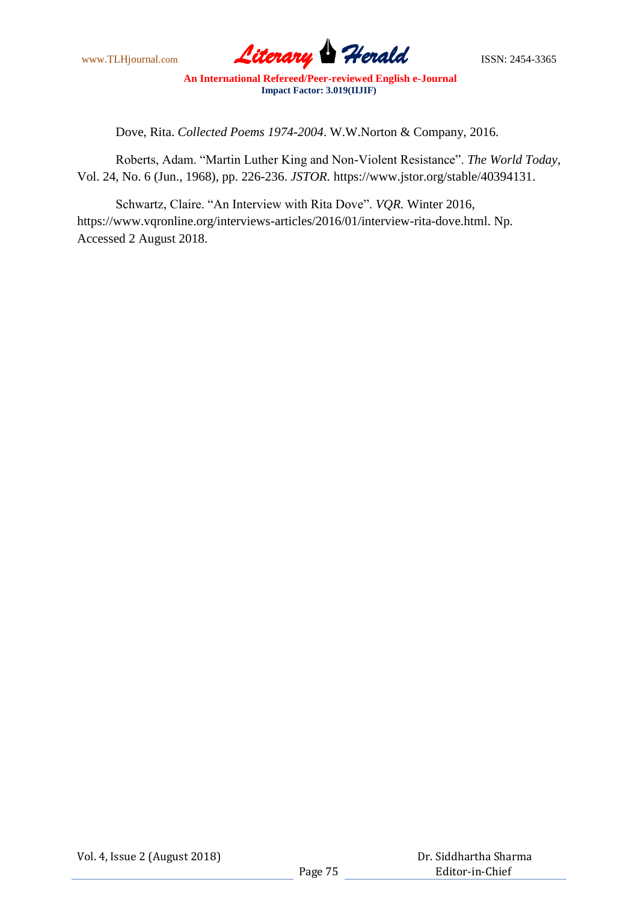Dove, Rita. *Collected Poems 1974-2004*. W.W.Norton & Company, 2016.

Roberts, Adam. "Martin Luther King and Non-Violent Resistance". *The World Today*, Vol. 24, No. 6 (Jun., 1968), pp. 226-236. *JSTOR.* https://www.jstor.org/stable/40394131.

Schwartz, Claire. "An Interview with Rita Dove". *VQR.* Winter 2016, https://www.vqronline.org/interviews-articles/2016/01/interview-rita-dove.html. Np. Accessed 2 August 2018.